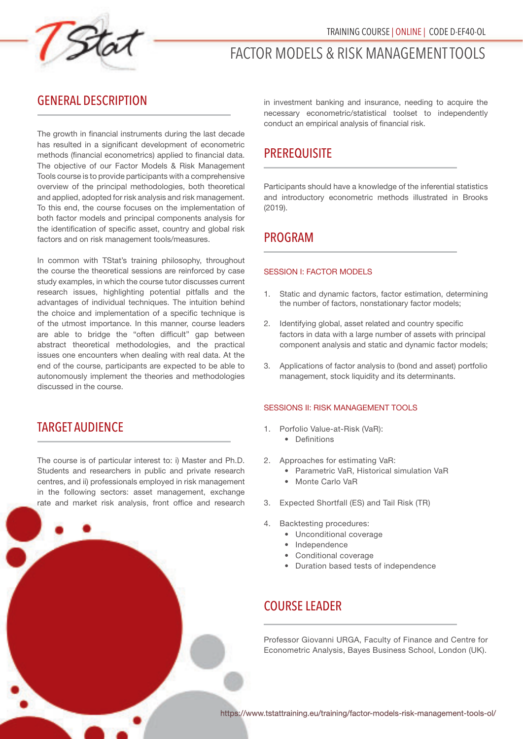TRAINING COURSE | ONLINE | CODE D-EF40-OL

# FACTOR MODELS & RISK MANAGEMENT TOOLS

## GENERAL DESCRIPTION

The growth in financial instruments during the last decade has resulted in a significant development of econometric methods (financial econometrics) applied to financial data. The objective of our Factor Models & Risk Management Tools course is to provide participants with a comprehensive overview of the principal methodologies, both theoretical and applied, adopted for risk analysis and risk management. To this end, the course focuses on the implementation of both factor models and principal components analysis for the identification of specific asset, country and global risk factors and on risk management tools/measures.

In common with TStat's training philosophy, throughout the course the theoretical sessions are reinforced by case study examples, in which the course tutor discusses current research issues, highlighting potential pitfalls and the advantages of individual techniques. The intuition behind the choice and implementation of a specific technique is of the utmost importance. In this manner, course leaders are able to bridge the "often difficult" gap between abstract theoretical methodologies, and the practical issues one encounters when dealing with real data. At the end of the course, participants are expected to be able to autonomously implement the theories and methodologies discussed in the course.

## TARGET AUDIENCE

The course is of particular interest to: i) Master and Ph.D. Students and researchers in public and private research centres, and ii) professionals employed in risk management in the following sectors: asset management, exchange rate and market risk analysis, front office and research in investment banking and insurance, needing to acquire the necessary econometric/statistical toolset to independently conduct an empirical analysis of financial risk.

## PREREQUISITE

Participants should have a knowledge of the inferential statistics and introductory econometric methods illustrated in Brooks (2019).

## PROGRAM

### SESSION I: FACTOR MODELS

1. Static and dynamic factors, factor estimation, determining the number of factors, nonstationary factor models;
2. Identifying global, asset related and country specific factors in data with a large number of assets with principal component analysis and static and dynamic factor models;
3. Applications of factor analysis to (bond and asset) portfolio management, stock liquidity and its determinants.

### SESSIONS II: RISK MANAGEMENT TOOLS

1. Porfolio Value-at-Risk (VaR):
   - Definitions
2. Approaches for estimating VaR:
   - Parametric VaR, Historical simulation VaR
   - Monte Carlo VaR
3. Expected Shortfall (ES) and Tail Risk (TR)
4. Backtesting procedures:
   - Unconditional coverage
   - Independence
   - Conditional coverage
   - Duration based tests of independence

## COURSE LEADER

Professor Giovanni URGA, Faculty of Finance and Centre for Econometric Analysis, Bayes Business School, London (UK).

https://www.tstattraining.eu/training/factor-models-risk-management-tools-ol/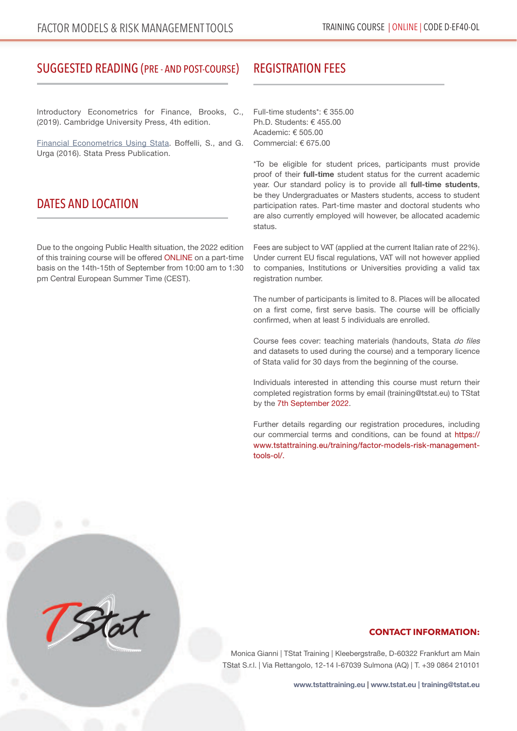## SUGGESTED READING (PRE - AND POST-COURSE)

Introductory Econometrics for Finance, Brooks, C., (2019). Cambridge University Press, 4th edition.

Financial Econometrics Using Stata. Boffelli, S., and G. Urga (2016). Stata Press Publication.

## DATES AND LOCATION

Due to the ongoing Public Health situation, the 2022 edition of this training course will be offered ONLINE on a part-time basis on the 14th-15th of September from 10:00 am to 1:30 pm Central European Summer Time (CEST).

## REGISTRATION FEES

Full-time students*: € 355.00
Ph.D. Students: € 455.00
Academic: € 505.00
Commercial: € 675.00

*To be eligible for student prices, participants must provide proof of their **full-time** student status for the current academic year. Our standard policy is to provide all **full-time students**, be they Undergraduates or Masters students, access to student participation rates. Part-time master and doctoral students who are also currently employed will however, be allocated academic status.

Fees are subject to VAT (applied at the current Italian rate of 22%). Under current EU fiscal regulations, VAT will not however applied to companies, Institutions or Universities providing a valid tax registration number.

The number of participants is limited to 8. Places will be allocated on a first come, first serve basis. The course will be officially confirmed, when at least 5 individuals are enrolled.

Course fees cover: teaching materials (handouts, Stata *do files* and datasets to used during the course) and a temporary licence of Stata valid for 30 days from the beginning of the course.

Individuals interested in attending this course must return their completed registration forms by email (training@tstat.eu) to TStat by the 7th September 2022.

Further details regarding our registration procedures, including our commercial terms and conditions, can be found at https://www.tstattraining.eu/training/factor-models-risk-management-tools-ol/.

**CONTACT INFORMATION:**

Monica Gianni | TStat Training | Kleebergstraße, D-60322 Frankfurt am Main
TStat S.r.l. | Via Rettangolo, 12-14 I-67039 Sulmona (AQ) | T. +39 0864 210101

**www.tstattraining.eu | www.tstat.eu | training@tstat.eu**